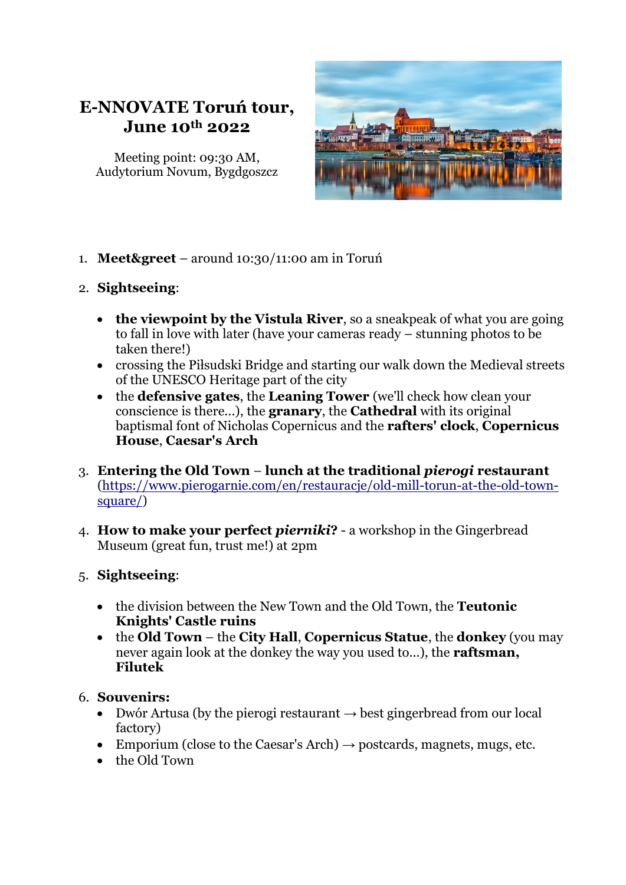# E-NNOVATE Toruń tour, June 10th 2022

Meeting point: 09:30 AM, Audytorium Novum, Bygdgoszcz

1. **Meet&greet** – around 10:30/11:00 am in Toruń

2. **Sightseeing**:

    - **the viewpoint by the Vistula River**, so a sneakpeak of what you are going to fall in love with later (have your cameras ready – stunning photos to be taken there!)
    - crossing the Piłsudski Bridge and starting our walk down the Medieval streets of the UNESCO Heritage part of the city
    - the **defensive gates**, the **Leaning Tower** (we'll check how clean your conscience is there...), the **granary**, the **Cathedral** with its original baptismal font of Nicholas Copernicus and the **rafters' clock**, **Copernicus House**, **Caesar's Arch**

3. **Entering the Old Town – lunch at the traditional *pierogi* restaurant** ([https://www.pierogarnie.com/en/restauracje/old-mill-torun-at-the-old-town-square/](https://www.pierogarnie.com/en/restauracje/old-mill-torun-at-the-old-town-square/))

4. **How to make your perfect *pierniki*?** - a workshop in the Gingerbread Museum (great fun, trust me!) at 2pm

5. **Sightseeing**:

    - the division between the New Town and the Old Town, the **Teutonic Knights' Castle ruins**
    - the **Old Town** – the **City Hall**, **Copernicus Statue**, the **donkey** (you may never again look at the donkey the way you used to...), the **raftsman, Filutek**

6. **Souvenirs:**
    - Dwór Artusa (by the pierogi restaurant → best gingerbread from our local factory)
    - Emporium (close to the Caesar's Arch) → postcards, magnets, mugs, etc.
    - the Old Town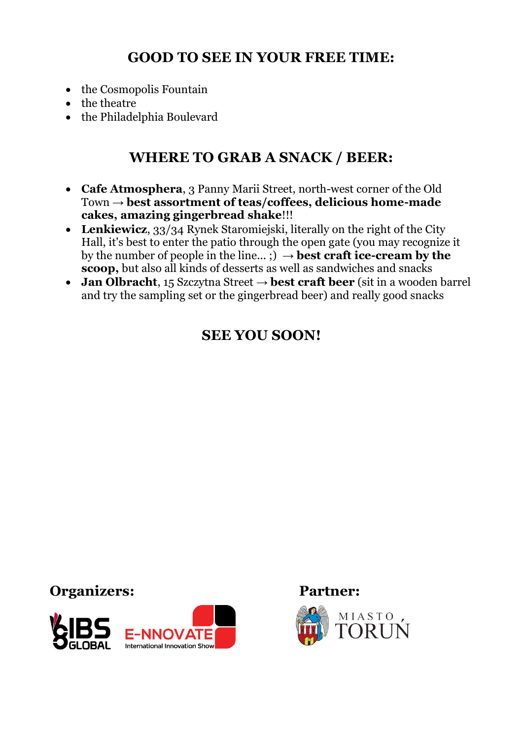## GOOD TO SEE IN YOUR FREE TIME:

- the Cosmopolis Fountain
- the theatre
- the Philadelphia Boulevard

## WHERE TO GRAB A SNACK / BEER:

- **Cafe Atmosphera**, 3 Panny Marii Street, north-west corner of the Old Town → **best assortment of teas/coffees, delicious home-made cakes, amazing gingerbread shake**!!!
- **Lenkiewicz**, 33/34 Rynek Staromiejski, literally on the right of the City Hall, it's best to enter the patio through the open gate (you may recognize it by the number of people in the line... ;) → **best craft ice-cream by the scoop,** but also all kinds of desserts as well as sandwiches and snacks
- **Jan Olbracht**, 15 Szczytna Street → **best craft beer** (sit in a wooden barrel and try the sampling set or the gingerbread beer) and really good snacks

## SEE YOU SOON!

**Organizers:**

IBS GLOBAL

E-NNOVATE International Innovation Show

**Partner:**

MIASTO TORUŃ